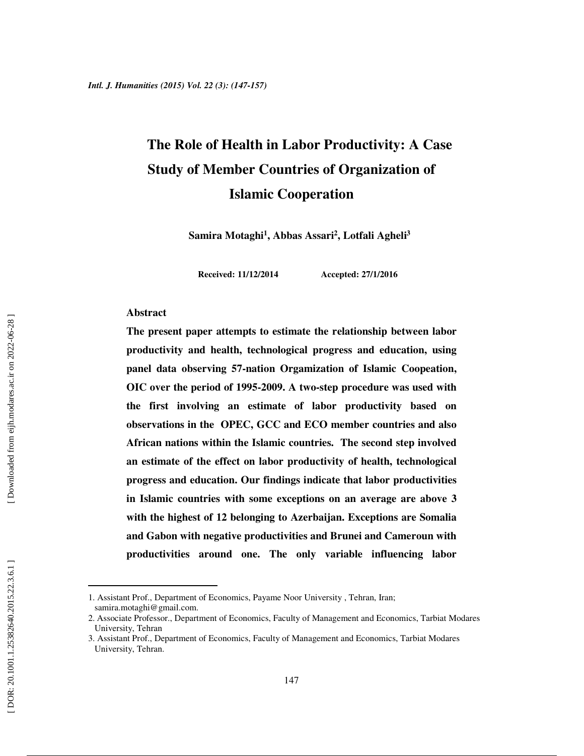# The Role of Health in Labor Productivity: A Case Study of Member Countries of Organization of Islamic Cooperation

**Samira Motaghi[1], Abbas Assari[2], Lotfali Agheli[3]**

**Received: 11/12/2014 Accepted: 27/1/2016**

**Abstract**

**The present paper attempts to estimate the relationship between labor productivity and health, technological progress and education, using panel data observing 57-nation Orgamization of Islamic Coopeation, OIC over the period of 1995-2009. A two-step procedure was used with the first involving an estimate of labor productivity based on observations in the OPEC, GCC and ECO member countries and also African nations within the Islamic countries. The second step involved an estimate of the effect on labor productivity of health, technological progress and education. Our findings indicate that labor productivities in Islamic countries with some exceptions on an average are above 3 with the highest of 12 belonging to Azerbaijan. Exceptions are Somalia and Gabon with negative productivities and Brunei and Cameroun with productivities around one. The only variable influencing labor**

---

1. Assistant Prof., Department of Economics, Payame Noor University , Tehran, Iran; samira.motaghi@gmail.com.
2. Associate Professor., Department of Economics, Faculty of Management and Economics, Tarbiat Modares University, Tehran
3. Assistant Prof., Department of Economics, Faculty of Management and Economics, Tarbiat Modares University, Tehran.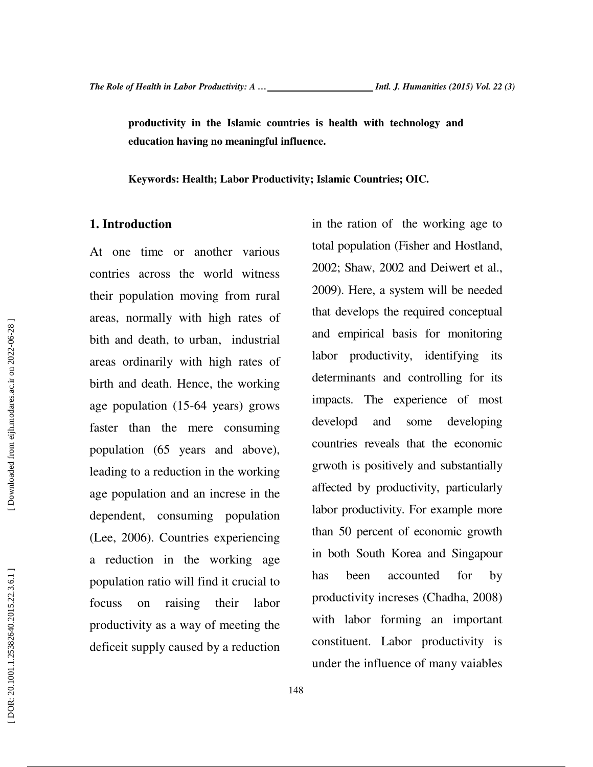**productivity in the Islamic countries is health with technology and education having no meaningful influence.**

**Keywords: Health; Labor Productivity; Islamic Countries; OIC.**

## 1. Introduction

At one time or another various contries across the world witness their population moving from rural areas, normally with high rates of bith and death, to urban, industrial areas ordinarily with high rates of birth and death. Hence, the working age population (15-64 years) grows faster than the mere consuming population (65 years and above), leading to a reduction in the working age population and an increse in the dependent, consuming population (Lee, 2006). Countries experiencing a reduction in the working age population ratio will find it crucial to focuss on raising their labor productivity as a way of meeting the deficeit supply caused by a reduction in the ration of the working age to total population (Fisher and Hostland, 2002; Shaw, 2002 and Deiwert et al., 2009). Here, a system will be needed that develops the required conceptual and empirical basis for monitoring labor productivity, identifying its determinants and controlling for its impacts. The experience of most developd and some developing countries reveals that the economic grwoth is positively and substantially affected by productivity, particularly labor productivity. For example more than 50 percent of economic growth in both South Korea and Singapour has been accounted for by productivity increses (Chadha, 2008) with labor forming an important constituent. Labor productivity is under the influence of many vaiables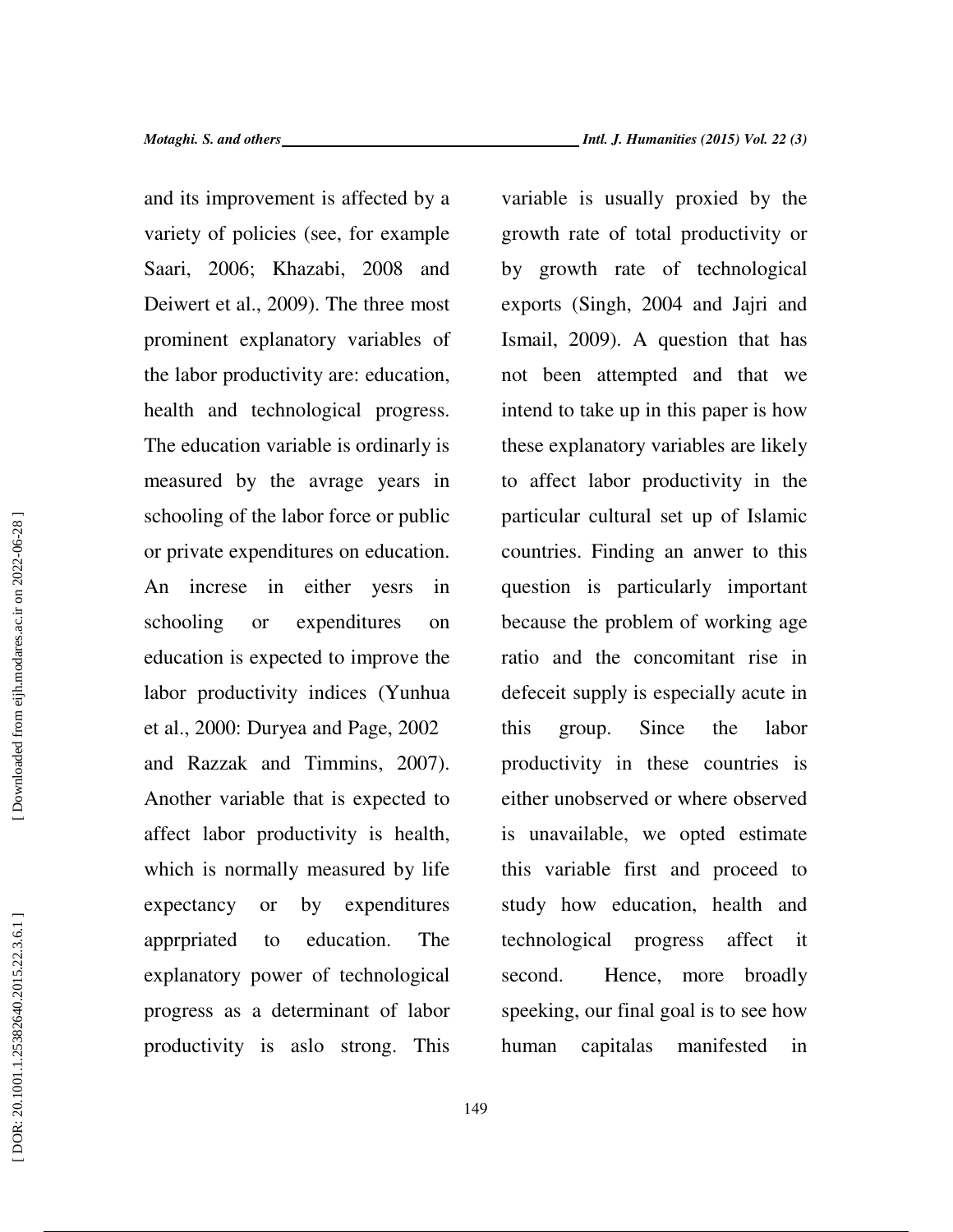and its improvement is affected by a variety of policies (see, for example Saari, 2006; Khazabi, 2008 and Deiwert et al., 2009). The three most prominent explanatory variables of the labor productivity are: education, health and technological progress. The education variable is ordinarly is measured by the avrage years in schooling of the labor force or public or private expenditures on education. An increse in either yesrs in schooling or expenditures on education is expected to improve the labor productivity indices (Yunhua et al., 2000: Duryea and Page, 2002 and Razzak and Timmins, 2007). Another variable that is expected to affect labor productivity is health, which is normally measured by life expectancy or by expenditures apprpriated to education. The explanatory power of technological progress as a determinant of labor productivity is aslo strong. This variable is usually proxied by the growth rate of total productivity or by growth rate of technological exports (Singh, 2004 and Jajri and Ismail, 2009). A question that has not been attempted and that we intend to take up in this paper is how these explanatory variables are likely to affect labor productivity in the particular cultural set up of Islamic countries. Finding an anwer to this question is particularly important because the problem of working age ratio and the concomitant rise in defeceit supply is especially acute in this group. Since the labor productivity in these countries is either unobserved or where observed is unavailable, we opted estimate this variable first and proceed to study how education, health and technological progress affect it second. Hence, more broadly speeking, our final goal is to see how human capitalas manifested in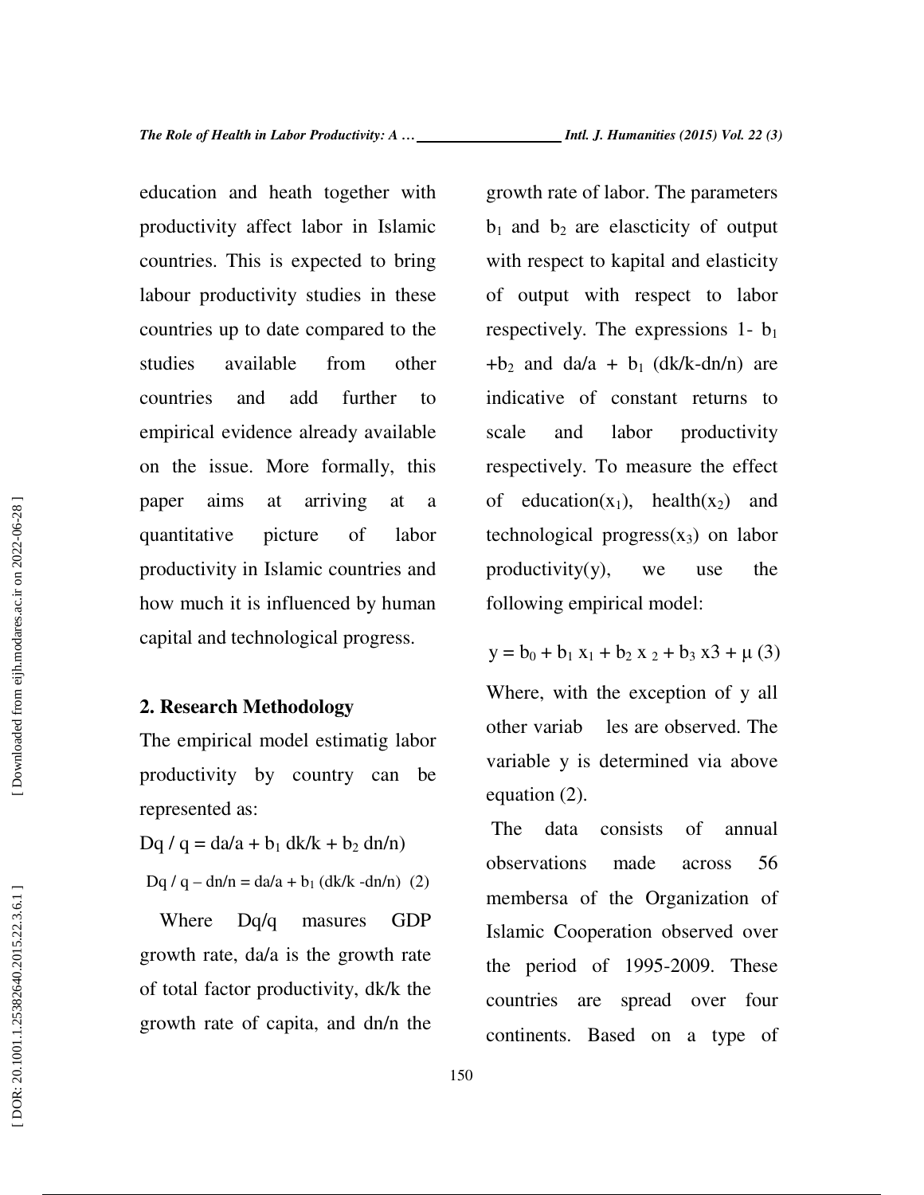education and heath together with productivity affect labor in Islamic countries. This is expected to bring labour productivity studies in these countries up to date compared to the studies available from other countries and add further to empirical evidence already available on the issue. More formally, this paper aims at arriving at a quantitative picture of labor productivity in Islamic countries and how much it is influenced by human capital and technological progress.

## 2. Research Methodology

The empirical model estimatig labor productivity by country can be represented as:

$$Dq / q = da/a + b_1\, dk/k + b_2\, dn/n)$$

$$Dq / q - dn/n = da/a + b_1\, (dk/k - dn/n) \quad (2)$$

Where Dq/q masures GDP growth rate, da/a is the growth rate of total factor productivity, dk/k the growth rate of capita, and dn/n the growth rate of labor. The parameters $b_1$ and $b_2$ are elascticity of output with respect to kapital and elasticity of output with respect to labor respectively. The expressions $1- b_1 +b_2$ and $da/a + b_1\, (dk/k-dn/n)$ are indicative of constant returns to scale and labor productivity respectively. To measure the effect of education($x_1$), health($x_2$) and technological progress($x_3$) on labor productivity(y), we use the following empirical model:

$$y = b_0 + b_1\, x_1 + b_2\, x_2 + b_3\, x3 + \mu \quad (3)$$

Where, with the exception of y all other variab les are observed. The variable y is determined via above equation (2).

The data consists of annual observations made across 56 membersa of the Organization of Islamic Cooperation observed over the period of 1995-2009. These countries are spread over four continents. Based on a type of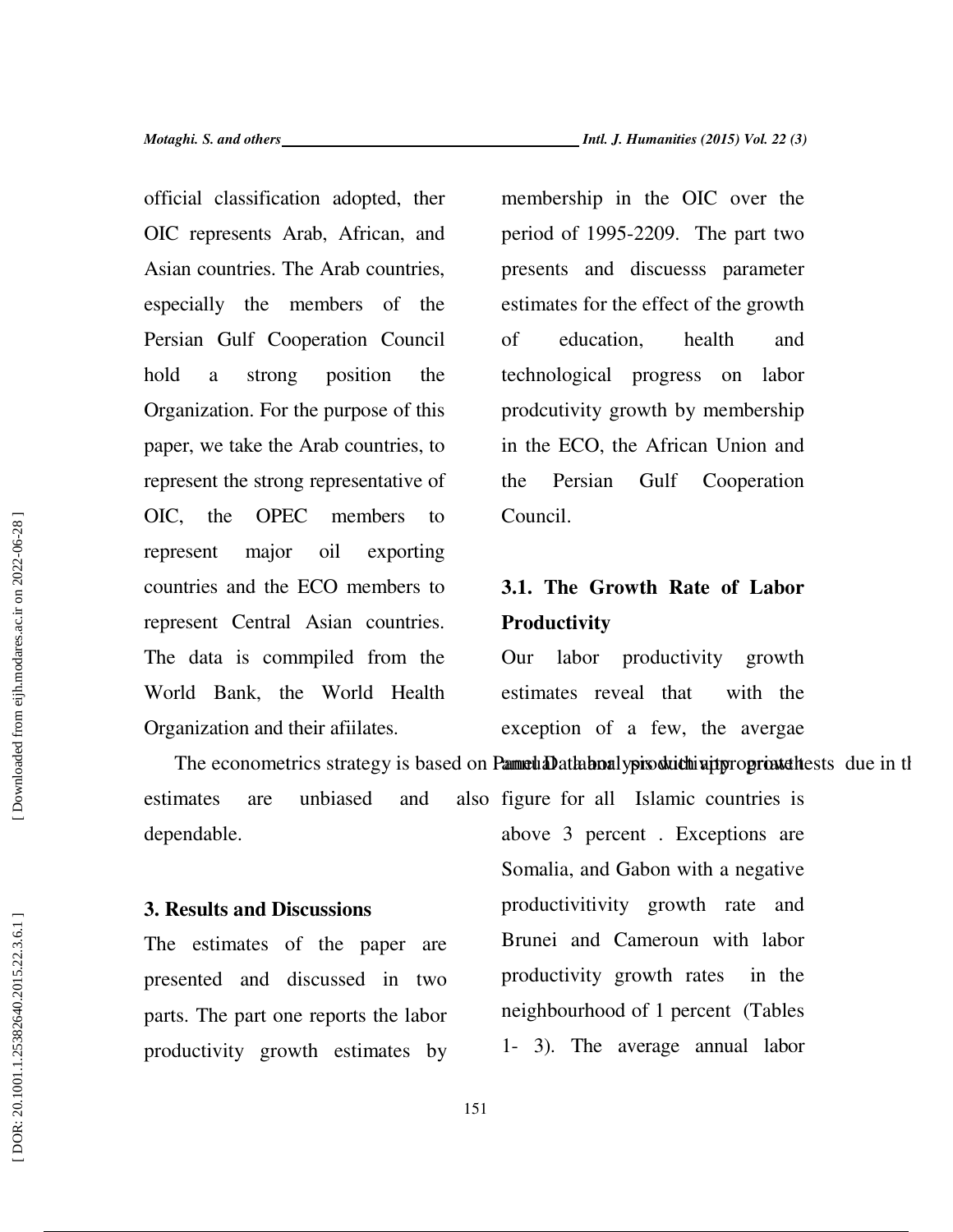official classification adopted, ther OIC represents Arab, African, and Asian countries. The Arab countries, especially the members of the Persian Gulf Cooperation Council hold a strong position the Organization. For the purpose of this paper, we take the Arab countries, to represent the strong representative of OIC, the OPEC members to represent major oil exporting countries and the ECO members to represent Central Asian countries. The data is commpiled from the World Bank, the World Health Organization and their afiilates.

The econometrics strategy is based on Panel Data analysis with appropriate tests due in the estimates are unbiased and also dependable.

## 3. Results and Discussions

The estimates of the paper are presented and discussed in two parts. The part one reports the labor productivity growth estimates by membership in the OIC over the period of 1995-2209. The part two presents and discuesss parameter estimates for the effect of the growth of education, health and technological progress on labor prodcutivity growth by membership in the ECO, the African Union and the Persian Gulf Cooperation Council.

### 3.1. The Growth Rate of Labor Productivity

Our labor productivity growth estimates reveal that with the exception of a few, the avergae annual labor productivity growth figure for all Islamic countries is above 3 percent . Exceptions are Somalia, and Gabon with a negative productivitivity growth rate and Brunei and Cameroun with labor productivity growth rates in the neighbourhood of 1 percent (Tables 1- 3). The average annual labor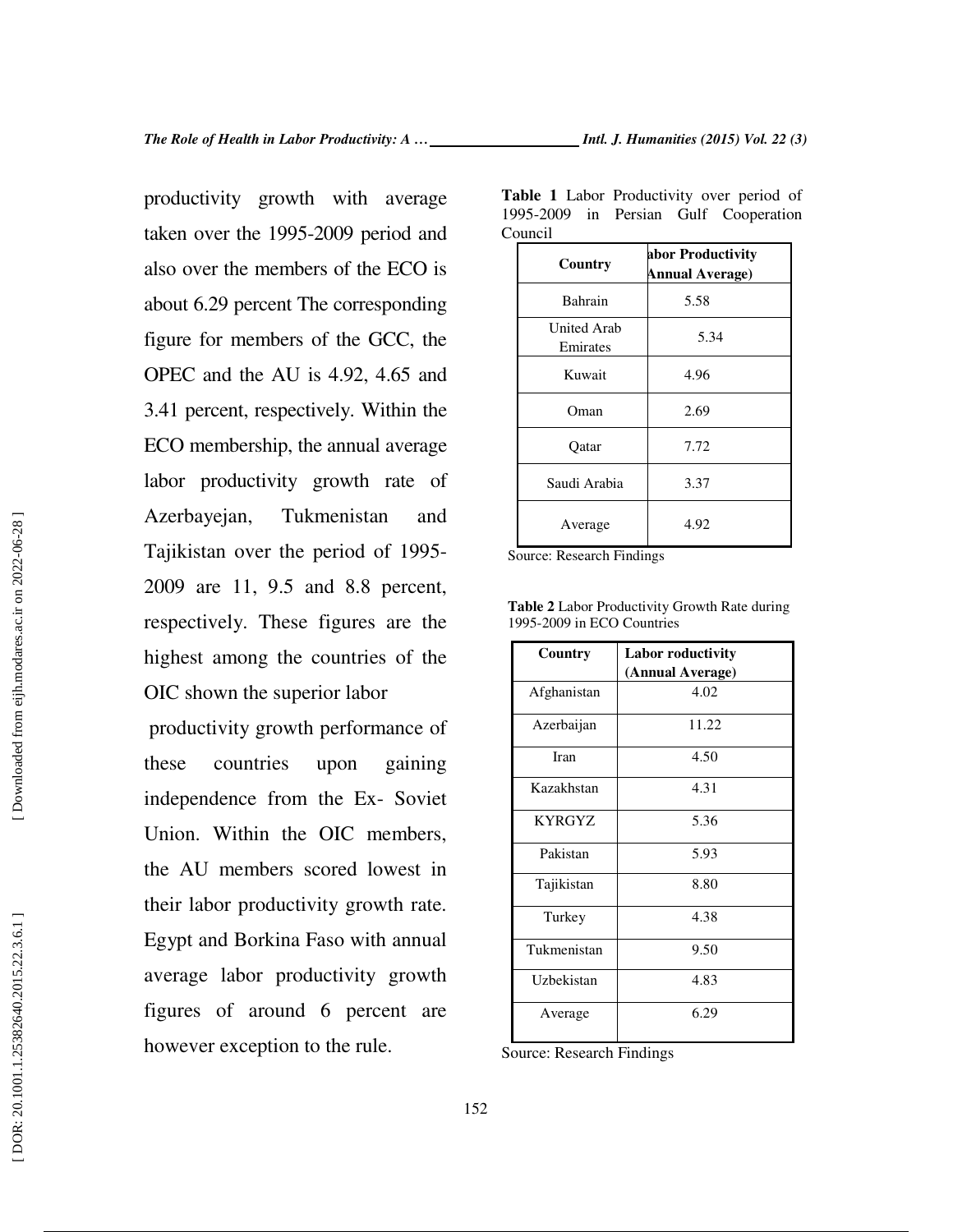productivity growth with average taken over the 1995-2009 period and also over the members of the ECO is about 6.29 percent The corresponding figure for members of the GCC, the OPEC and the AU is 4.92, 4.65 and 3.41 percent, respectively. Within the ECO membership, the annual average labor productivity growth rate of Azerbayejan, Tukmenistan and Tajikistan over the period of 1995-2009 are 11, 9.5 and 8.8 percent, respectively. These figures are the highest among the countries of the OIC shown the superior labor

productivity growth performance of these countries upon gaining independence from the Ex- Soviet Union. Within the OIC members, the AU members scored lowest in their labor productivity growth rate. Egypt and Borkina Faso with annual average labor productivity growth figures of around 6 percent are however exception to the rule.

**Table 1** Labor Productivity over period of 1995-2009 in Persian Gulf Cooperation Council

| Country | abor Productivity Annual Average) |
|---|---|
| Bahrain | 5.58 |
| United Arab Emirates | 5.34 |
| Kuwait | 4.96 |
| Oman | 2.69 |
| Qatar | 7.72 |
| Saudi Arabia | 3.37 |
| Average | 4.92 |

Source: Research Findings

**Table 2** Labor Productivity Growth Rate during 1995-2009 in ECO Countries

| Country | Labor roductivity (Annual Average) |
|---|---|
| Afghanistan | 4.02 |
| Azerbaijan | 11.22 |
| Iran | 4.50 |
| Kazakhstan | 4.31 |
| KYRGYZ | 5.36 |
| Pakistan | 5.93 |
| Tajikistan | 8.80 |
| Turkey | 4.38 |
| Tukmenistan | 9.50 |
| Uzbekistan | 4.83 |
| Average | 6.29 |

Source: Research Findings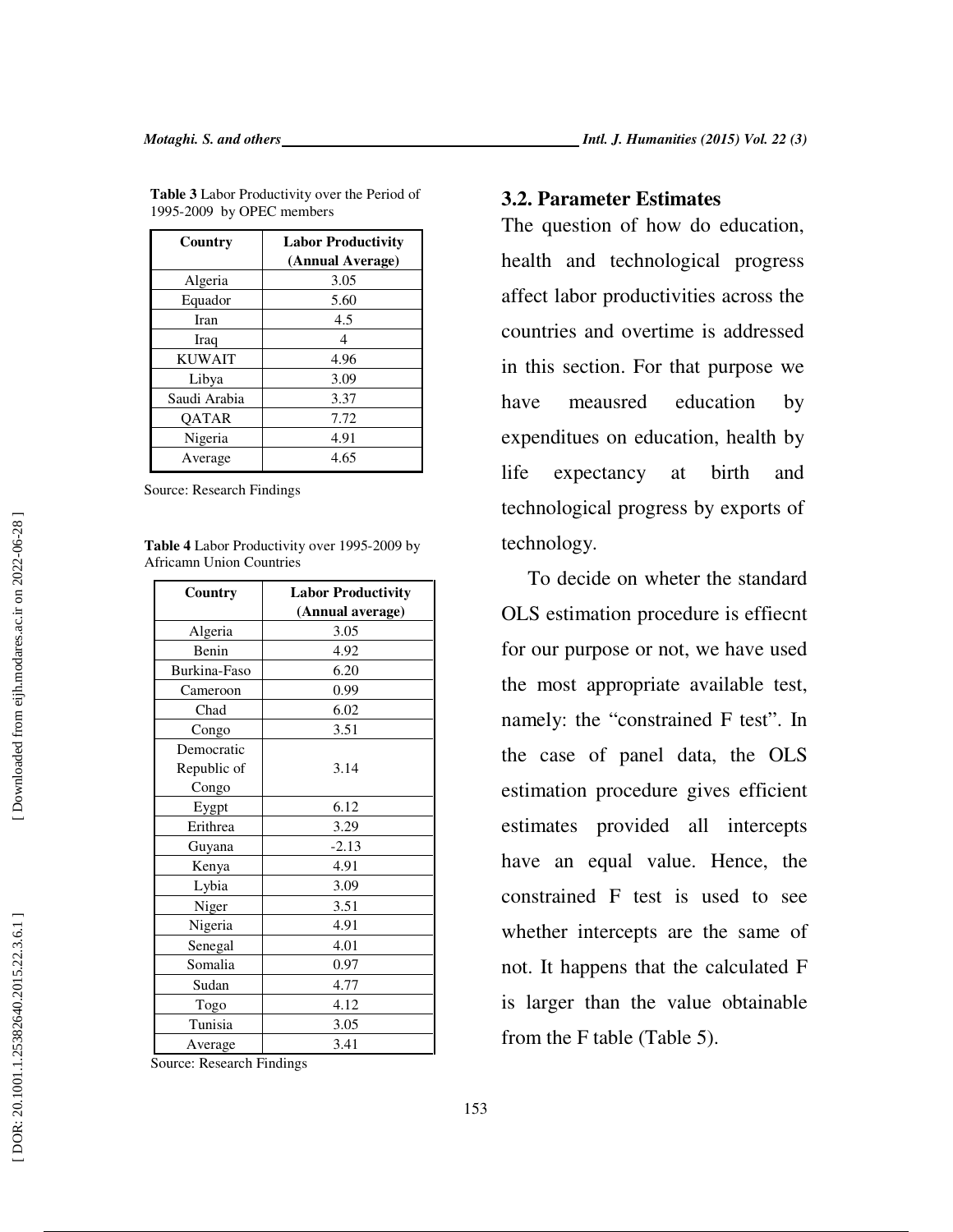**Table 3** Labor Productivity over the Period of 1995-2009 by OPEC members

| Country | Labor Productivity (Annual Average) |
| --- | --- |
| Algeria | 3.05 |
| Equador | 5.60 |
| Iran | 4.5 |
| Iraq | 4 |
| KUWAIT | 4.96 |
| Libya | 3.09 |
| Saudi Arabia | 3.37 |
| QATAR | 7.72 |
| Nigeria | 4.91 |
| Average | 4.65 |

Source: Research Findings

**Table 4** Labor Productivity over 1995-2009 by Africamn Union Countries

| Country | Labor Productivity (Annual average) |
| --- | --- |
| Algeria | 3.05 |
| Benin | 4.92 |
| Burkina-Faso | 6.20 |
| Cameroon | 0.99 |
| Chad | 6.02 |
| Congo | 3.51 |
| Democratic Republic of Congo | 3.14 |
| Eygpt | 6.12 |
| Erithrea | 3.29 |
| Guyana | -2.13 |
| Kenya | 4.91 |
| Lybia | 3.09 |
| Niger | 3.51 |
| Nigeria | 4.91 |
| Senegal | 4.01 |
| Somalia | 0.97 |
| Sudan | 4.77 |
| Togo | 4.12 |
| Tunisia | 3.05 |
| Average | 3.41 |

Source: Research Findings

## 3.2. Parameter Estimates

The question of how do education, health and technological progress affect labor productivities across the countries and overtime is addressed in this section. For that purpose we have meausred education by expendituеs on education, health by life expectancy at birth and technological progress by exports of technology.

To decide on wheter the standard OLS estimation procedure is effiecnt for our purpose or not, we have used the most appropriate available test, namely: the "constrained F test". In the case of panel data, the OLS estimation procedure gives efficient estimates provided all intercepts have an equal value. Hence, the constrained F test is used to see whether intercepts are the same of not. It happens that the calculated F is larger than the value obtainable from the F table (Table 5).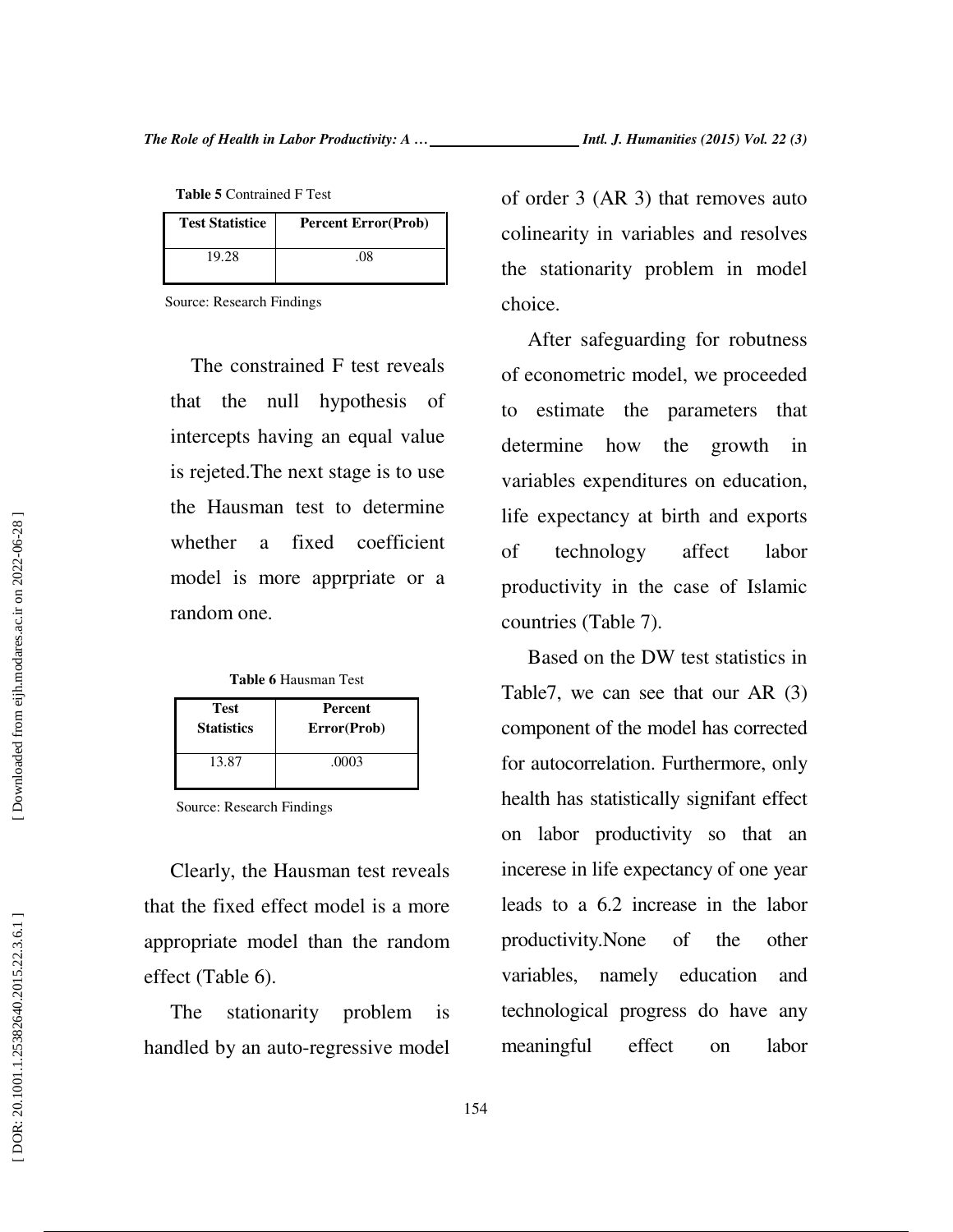**Table 5** Contrained F Test

| Test Statistice | Percent Error(Prob) |
|---|---|
| 19.28 | .08 |

Source: Research Findings

The constrained F test reveals that the null hypothesis of intercepts having an equal value is rejeted.The next stage is to use the Hausman test to determine whether a fixed coefficient model is more apprpriate or a random one.

**Table 6** Hausman Test

| Test Statistics | Percent Error(Prob) |
|---|---|
| 13.87 | .0003 |

Source: Research Findings

Clearly, the Hausman test reveals that the fixed effect model is a more appropriate model than the random effect (Table 6).

The stationarity problem is handled by an auto-regressive model of order 3 (AR 3) that removes auto colinearity in variables and resolves the stationarity problem in model choice.

After safeguarding for robutness of econometric model, we proceeded to estimate the parameters that determine how the growth in variables expenditures on education, life expectancy at birth and exports of technology affect labor productivity in the case of Islamic countries (Table 7).

Based on the DW test statistics in Table7, we can see that our AR (3) component of the model has corrected for autocorrelation. Furthermore, only health has statistically signifant effect on labor productivity so that an incerese in life expectancy of one year leads to a 6.2 increase in the labor productivity.None of the other variables, namely education and technological progress do have any meaningful effect on labor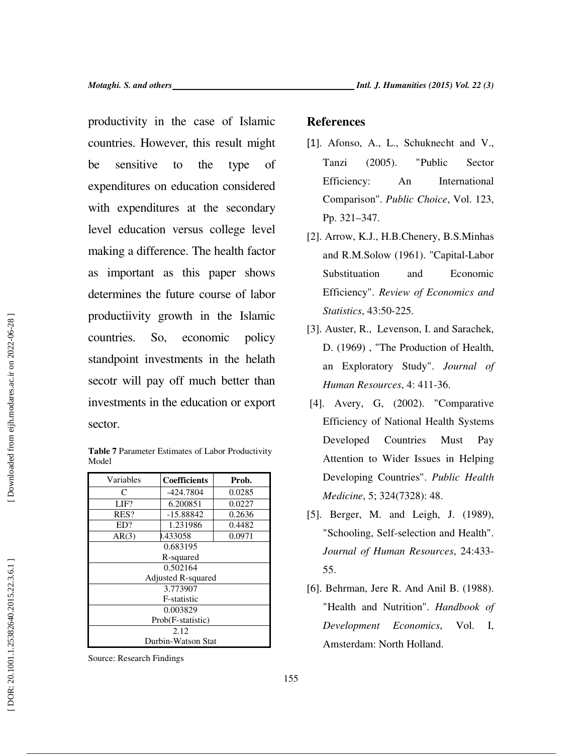productivity in the case of Islamic countries. However, this result might be sensitive to the type of expenditures on education considered with expenditures at the secondary level education versus college level making a difference. The health factor as important as this paper shows determines the future course of labor productiivity growth in the Islamic countries. So, economic policy standpoint investments in the helath secotr will pay off much better than investments in the education or export sector.

**Table 7** Parameter Estimates of Labor Productivity Model

| Variables | **Coefficients** | **Prob.** |
|---|---|---|
| C | -424.7804 | 0.0285 |
| LIF? | 6.200851 | 0.0227 |
| RES? | -15.88842 | 0.2636 |
| ED? | 1.231986 | 0.4482 |
| AR(3) | ).433058 | 0.0971 |
| R-squared | 0.683195 | |
| Adjusted R-squared | 0.502164 | |
| F-statistic | 3.773907 | |
| Prob(F-statistic) | 0.003829 | |
| Durbin-Watson Stat | 2.12 | |

Source: Research Findings

## References

[1]. Afonso, A., L., Schuknecht and V., Tanzi (2005). "Public Sector Efficiency: An International Comparison". *Public Choice*, Vol. 123, Pp. 321–347.

[2]. Arrow, K.J., H.B.Chenery, B.S.Minhas and R.M.Solow (1961). "Capital-Labor Substituation and Economic Efficiency". *Review of Economics and Statistics*, 43:50-225.

[3]. Auster, R., Levenson, I. and Sarachek, D. (1969) , "The Production of Health, an Exploratory Study". *Journal of Human Resources*, 4: 411-36.

[4]. Avery, G, (2002). "Comparative Efficiency of National Health Systems Developed Countries Must Pay Attention to Wider Issues in Helping Developing Countries". *Public Health Medicine*, 5; 324(7328): 48.

[5]. Berger, M. and Leigh, J. (1989), "Schooling, Self-selection and Health". *Journal of Human Resources*, 24:433-55.

[6]. Behrman, Jere R. And Anil B. (1988). "Health and Nutrition". *Handbook of Development Economics*, Vol. I, Amsterdam: North Holland.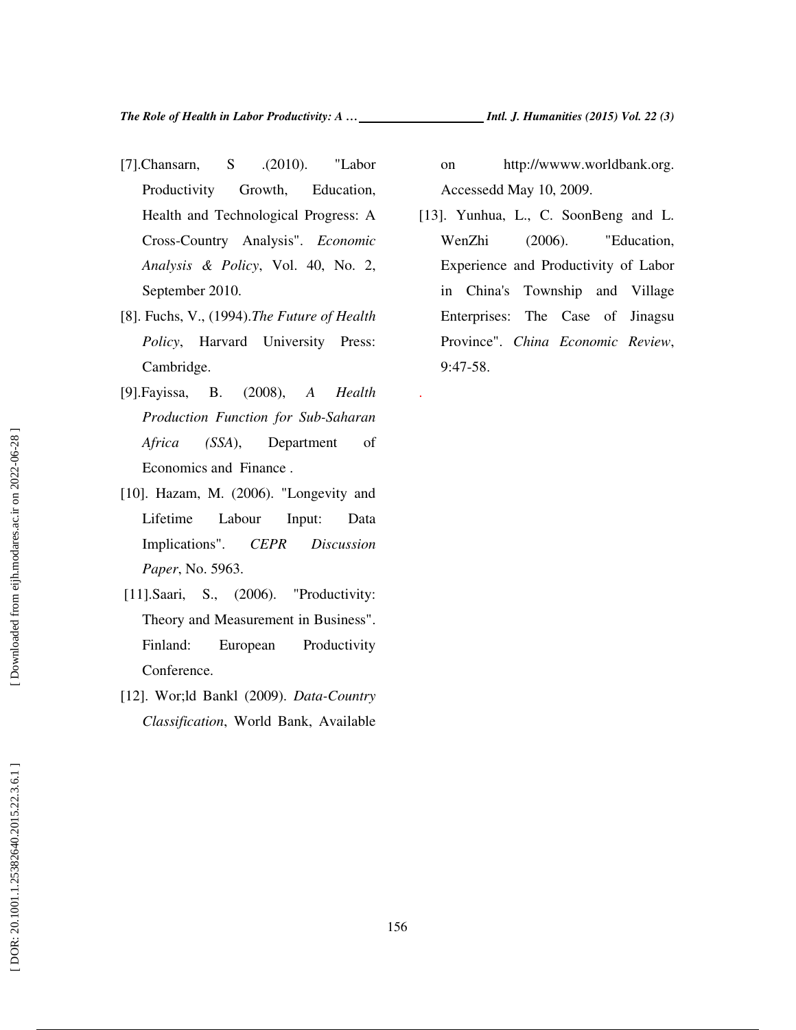[7].Chansarn, S .(2010). "Labor Productivity Growth, Education, Health and Technological Progress: A Cross-Country Analysis". *Economic Analysis & Policy*, Vol. 40, No. 2, September 2010.

[8]. Fuchs, V., (1994).*The Future of Health Policy*, Harvard University Press: Cambridge.

[9].Fayissa, B. (2008), *A Health Production Function for Sub-Saharan Africa (SSA)*, Department of Economics and Finance .

[10]. Hazam, M. (2006). "Longevity and Lifetime Labour Input: Data Implications". *CEPR Discussion Paper*, No. 5963.

[11].Saari, S., (2006). "Productivity: Theory and Measurement in Business". Finland: European Productivity Conference.

[12]. Wor;ld Bankl (2009). *Data-Country Classification*, World Bank, Available on http://wwww.worldbank.org. Accessedd May 10, 2009.

[13]. Yunhua, L., C. SoonBeng and L. WenZhi (2006). "Education, Experience and Productivity of Labor in China's Township and Village Enterprises: The Case of Jinagsu Province". *China Economic Review*, 9:47-58.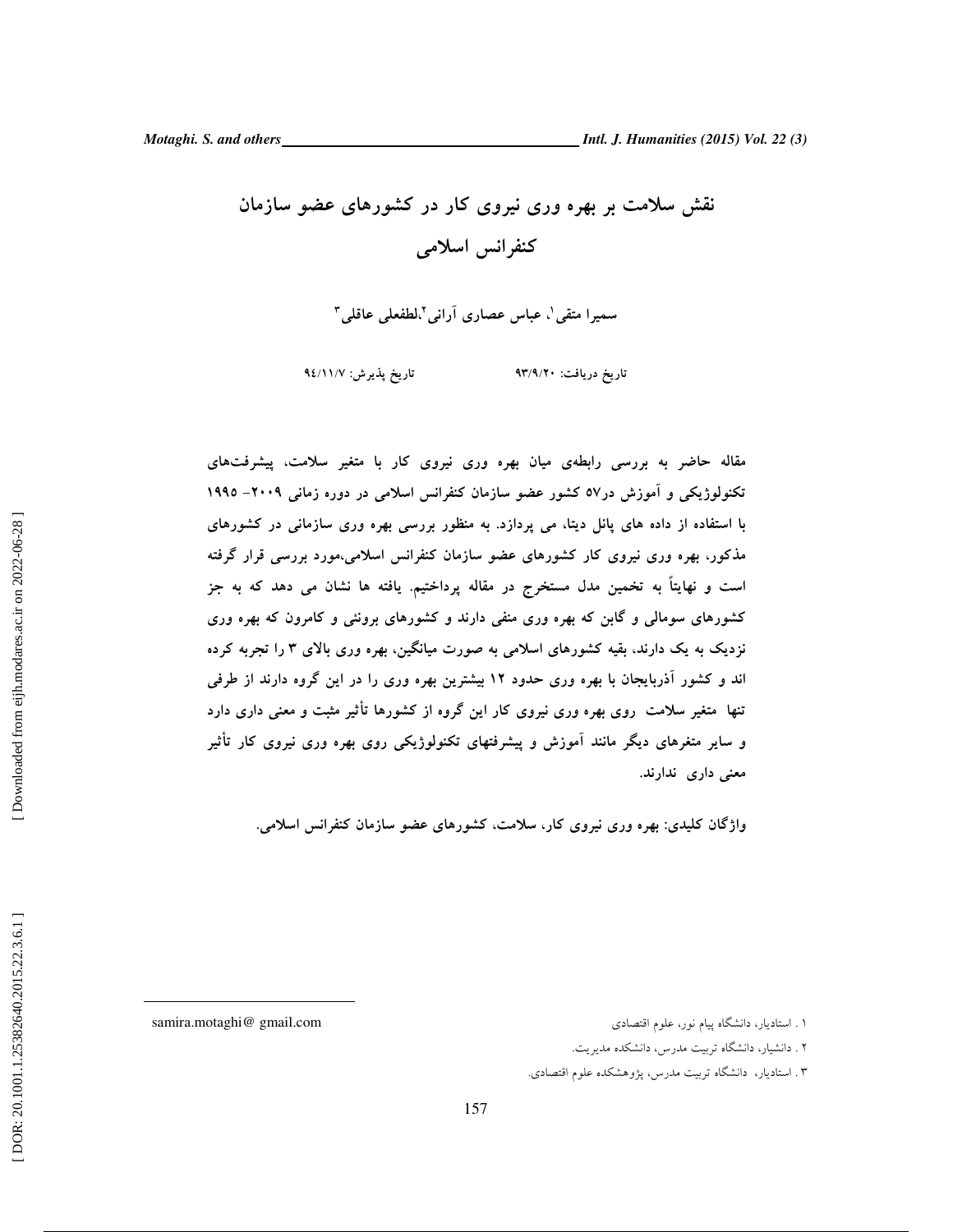# نقش سلامت بر بهره وری نیروی کار در کشورهای عضو سازمان کنفرانس اسلامی

سمیرا متقی[1]، عباس عصاری آرانی[2]،لطفعلی عاقلی[3]

تاریخ دریافت: ۹۳/۹/۲۰ &emsp;&emsp;&emsp; تاریخ پذیرش: ۹٤/۱۱/۷

مقاله حاضر به بررسی رابطه‌ی میان بهره وری نیروی کار با متغیر سلامت، پیشرفت‌های تکنولوژیکی و آموزش در۵۷ کشور عضو سازمان کنفرانس اسلامی در دوره زمانی ۲۰۰۹- ۱۹۹۵ با استفاده از داده های پانل دیتا، می پردازد. به منظور بررسی بهره وری سازمانی در کشورهای مذکور، بهره وری نیروی کار کشورهای عضو سازمان کنفرانس اسلامی،مورد بررسی قرار گرفته است و نهایتاً به تخمین مدل مستخرج در مقاله پرداختیم. یافته ها نشان می دهد که به جز کشورهای سومالی و گابن که بهره وری منفی دارند و کشورهای برونئی و کامرون که بهره وری نزدیک به یک دارند، بقیه کشورهای اسلامی به صورت میانگین، بهره وری بالای ۳ را تجربه کرده اند و کشور آذربایجان با بهره وری حدود ۱۲ بیشترین بهره وری را در این گروه دارند از طرفی تنها متغیر سلامت روی بهره وری نیروی کار این گروه از کشورها تأثیر مثبت و معنی داری دارد و سایر متغرهای دیگر مانند آموزش و پیشرفتهای تکنولوژیکی روی بهره وری نیروی کار تأثیر معنی داری ندارند.

واژگان کلیدی: بهره وری نیروی کار، سلامت، کشورهای عضو سازمان کنفرانس اسلامی.

---

[1] . استادیار، دانشگاه پیام نور، علوم اقتصادی &emsp; samira.motaghi@ gmail.com

[2] . دانشیار، دانشگاه تربیت مدرس، دانشکده مدیریت.

[3] . استادیار، دانشگاه تربیت مدرس، پژوهشکده علوم اقتصادی.